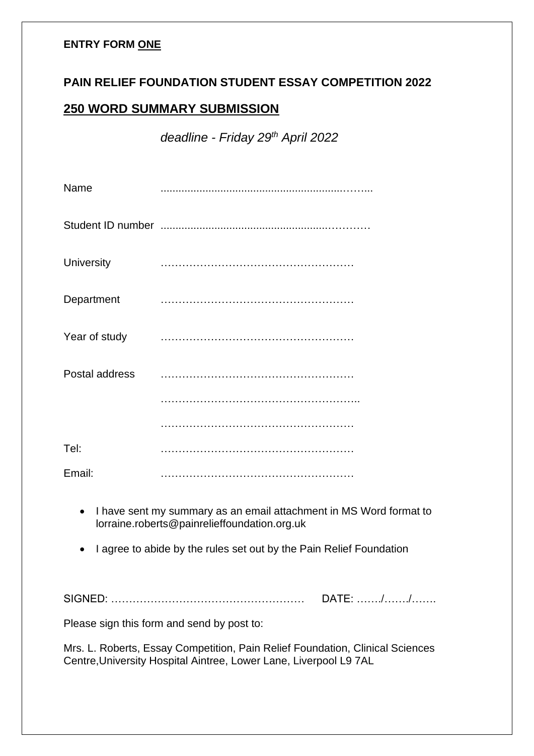**ENTRY FORM ONE**

## PAIN RELIEF FOUNDATION STUDENT ESSAY COMPETITION 2022

## 250 WORD SUMMARY SUBMISSION

*deadline - Friday 29th April 2022*

Name ..............................................................……...

Student ID number .....................................................…………

University ………………………………………….……

Department ………………………………………………

Year of study ………………………………………………

Postal address ………………………………………………

……………………………………………….. 

………………………………………………

Tel: ………………………………………………

Email: ………………………………………………

- I have sent my summary as an email attachment in MS Word format to lorraine.roberts@painrelieffoundation.org.uk
- I agree to abide by the rules set out by the Pain Relief Foundation

SIGNED: ……………………………………………… DATE: ……./……./…….

Please sign this form and send by post to:

Mrs. L. Roberts, Essay Competition, Pain Relief Foundation, Clinical Sciences Centre,University Hospital Aintree, Lower Lane, Liverpool L9 7AL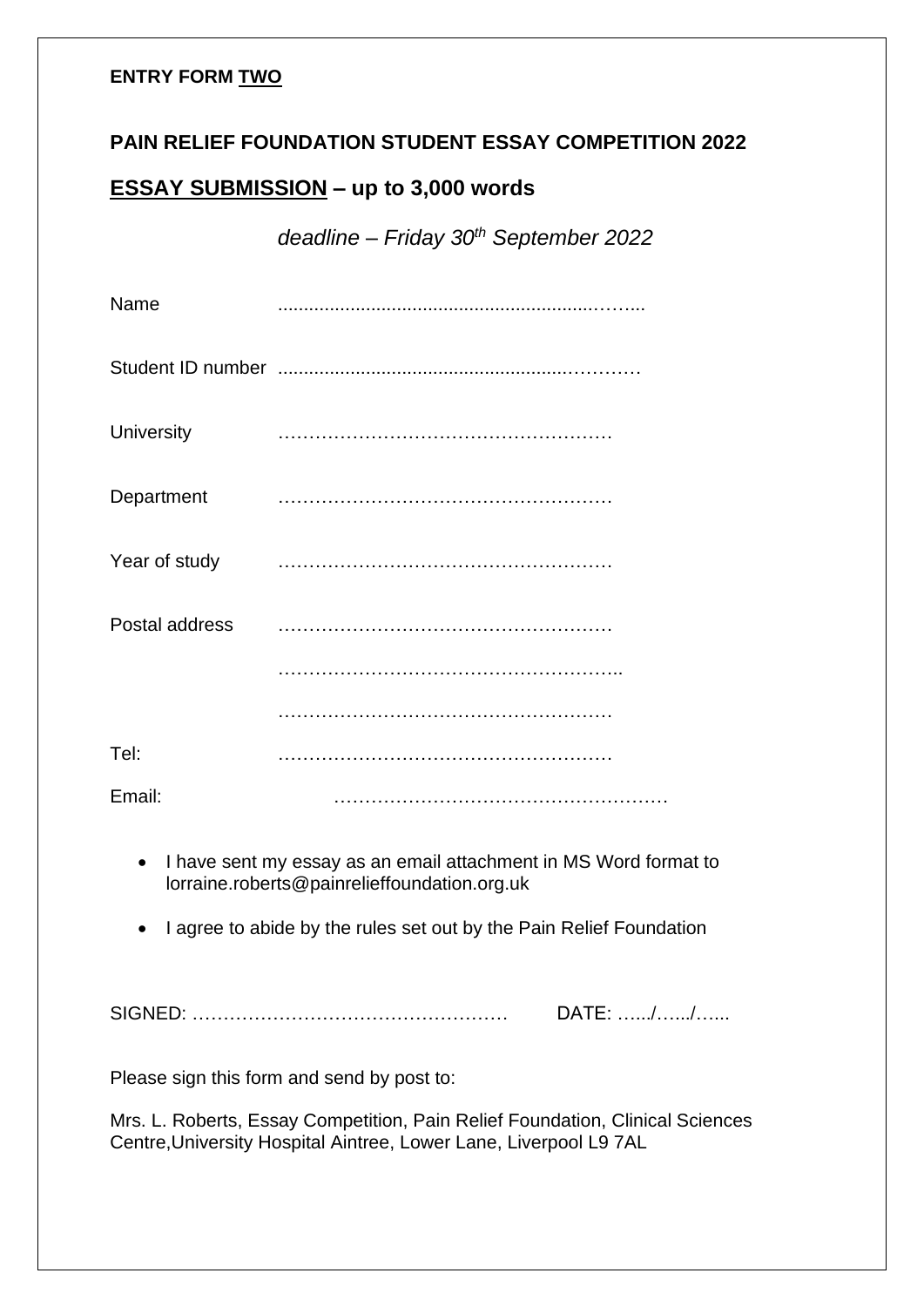**ENTRY FORM TWO**

**PAIN RELIEF FOUNDATION STUDENT ESSAY COMPETITION 2022**

## **ESSAY SUBMISSION – up to 3,000 words**

*deadline – Friday 30th September 2022*

Name .......................................................................

Student ID number ...................................................................

University ………………………………………………

Department ………………………………………………

Year of study ………………………………………………

Postal address ………………………………………………

………………………………………………..

………………………………………………

Tel: ………………………………………………

Email: ………………………………………………

- I have sent my essay as an email attachment in MS Word format to lorraine.roberts@painrelieffoundation.org.uk
- I agree to abide by the rules set out by the Pain Relief Foundation

SIGNED: …………………………………………… DATE: …../…../…..

Please sign this form and send by post to:

Mrs. L. Roberts, Essay Competition, Pain Relief Foundation, Clinical Sciences Centre,University Hospital Aintree, Lower Lane, Liverpool L9 7AL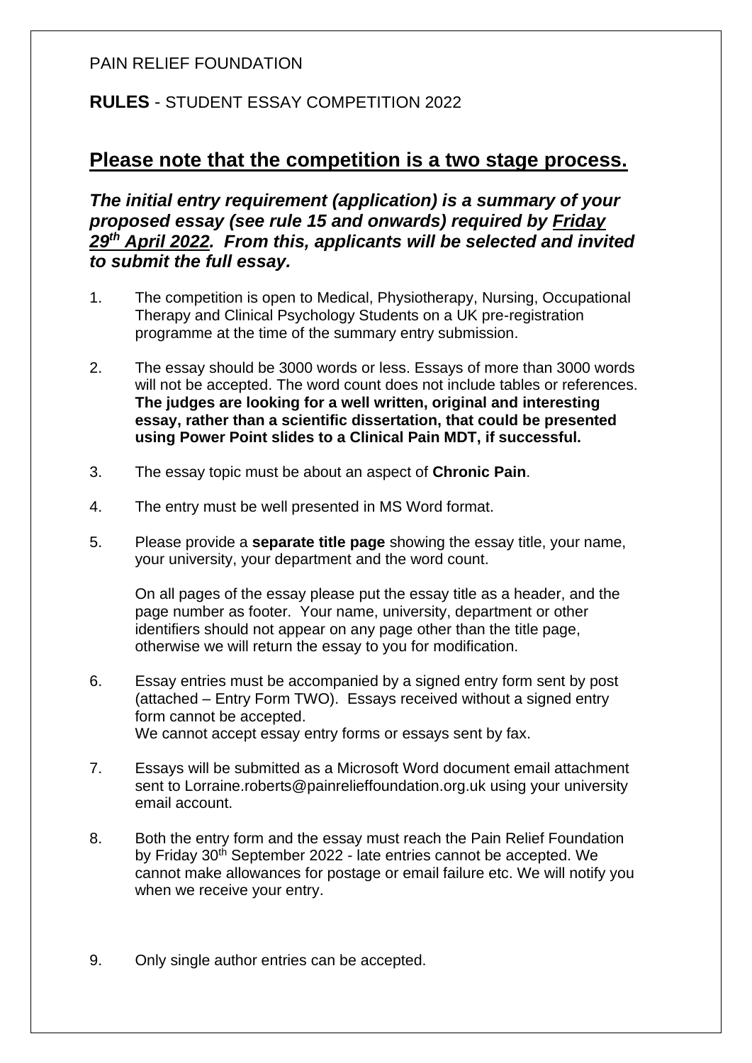PAIN RELIEF FOUNDATION

**RULES** - STUDENT ESSAY COMPETITION 2022

## Please note that the competition is a two stage process.

***The initial entry requirement (application) is a summary of your proposed essay (see rule 15 and onwards) required by Friday 29th April 2022. From this, applicants will be selected and invited to submit the full essay.***

1. The competition is open to Medical, Physiotherapy, Nursing, Occupational Therapy and Clinical Psychology Students on a UK pre-registration programme at the time of the summary entry submission.

2. The essay should be 3000 words or less. Essays of more than 3000 words will not be accepted. The word count does not include tables or references. **The judges are looking for a well written, original and interesting essay, rather than a scientific dissertation, that could be presented using Power Point slides to a Clinical Pain MDT, if successful.**

3. The essay topic must be about an aspect of **Chronic Pain**.

4. The entry must be well presented in MS Word format.

5. Please provide a **separate title page** showing the essay title, your name, your university, your department and the word count.

   On all pages of the essay please put the essay title as a header, and the page number as footer. Your name, university, department or other identifiers should not appear on any page other than the title page, otherwise we will return the essay to you for modification.

6. Essay entries must be accompanied by a signed entry form sent by post (attached – Entry Form TWO). Essays received without a signed entry form cannot be accepted.
   We cannot accept essay entry forms or essays sent by fax.

7. Essays will be submitted as a Microsoft Word document email attachment sent to Lorraine.roberts@painrelieffoundation.org.uk using your university email account.

8. Both the entry form and the essay must reach the Pain Relief Foundation by Friday 30th September 2022 - late entries cannot be accepted. We cannot make allowances for postage or email failure etc. We will notify you when we receive your entry.

9. Only single author entries can be accepted.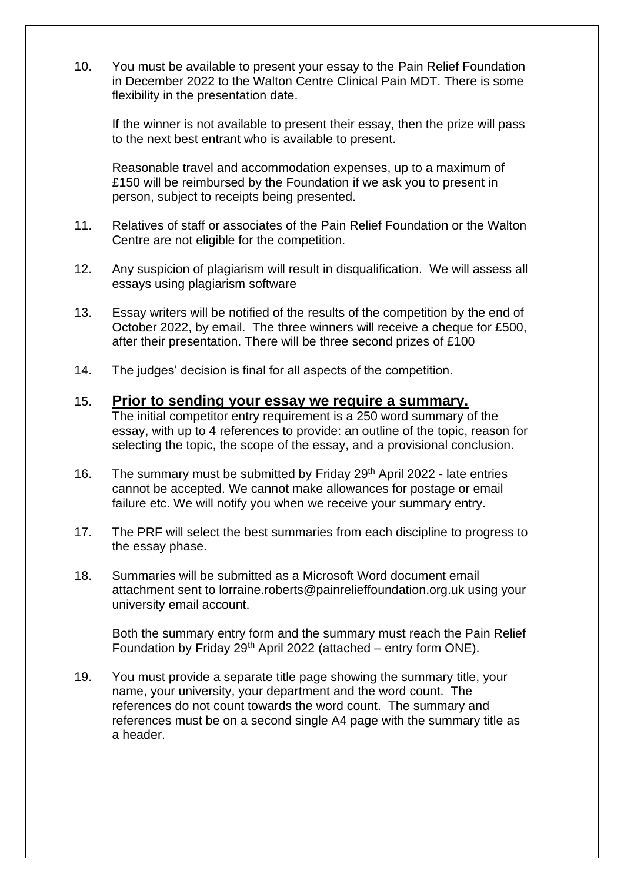10. You must be available to present your essay to the Pain Relief Foundation in December 2022 to the Walton Centre Clinical Pain MDT. There is some flexibility in the presentation date.

    If the winner is not available to present their essay, then the prize will pass to the next best entrant who is available to present.

    Reasonable travel and accommodation expenses, up to a maximum of £150 will be reimbursed by the Foundation if we ask you to present in person, subject to receipts being presented.

11. Relatives of staff or associates of the Pain Relief Foundation or the Walton Centre are not eligible for the competition.

12. Any suspicion of plagiarism will result in disqualification. We will assess all essays using plagiarism software

13. Essay writers will be notified of the results of the competition by the end of October 2022, by email. The three winners will receive a cheque for £500, after their presentation. There will be three second prizes of £100

14. The judges' decision is final for all aspects of the competition.

15. **<u>Prior to sending your essay we require a summary.</u>**
    The initial competitor entry requirement is a 250 word summary of the essay, with up to 4 references to provide: an outline of the topic, reason for selecting the topic, the scope of the essay, and a provisional conclusion.

16. The summary must be submitted by Friday 29th April 2022 - late entries cannot be accepted. We cannot make allowances for postage or email failure etc. We will notify you when we receive your summary entry.

17. The PRF will select the best summaries from each discipline to progress to the essay phase.

18. Summaries will be submitted as a Microsoft Word document email attachment sent to lorraine.roberts@painrelieffoundation.org.uk using your university email account.

    Both the summary entry form and the summary must reach the Pain Relief Foundation by Friday 29th April 2022 (attached – entry form ONE).

19. You must provide a separate title page showing the summary title, your name, your university, your department and the word count. The references do not count towards the word count. The summary and references must be on a second single A4 page with the summary title as a header.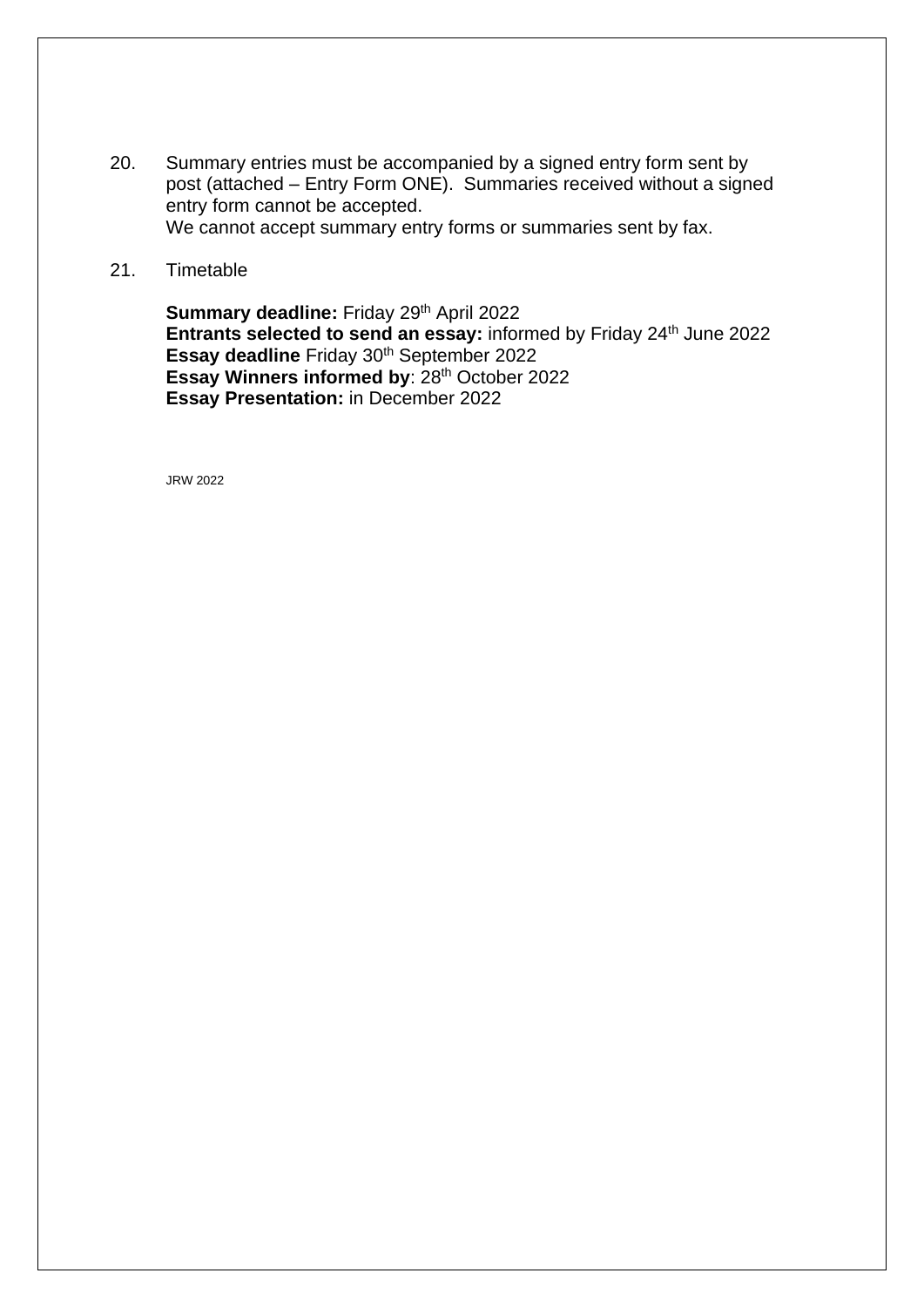20. Summary entries must be accompanied by a signed entry form sent by post (attached – Entry Form ONE). Summaries received without a signed entry form cannot be accepted.
    We cannot accept summary entry forms or summaries sent by fax.

21. Timetable

    **Summary deadline:** Friday 29th April 2022
    **Entrants selected to send an essay:** informed by Friday 24th June 2022
    **Essay deadline** Friday 30th September 2022
    **Essay Winners informed by**: 28th October 2022
    **Essay Presentation:** in December 2022

JRW 2022